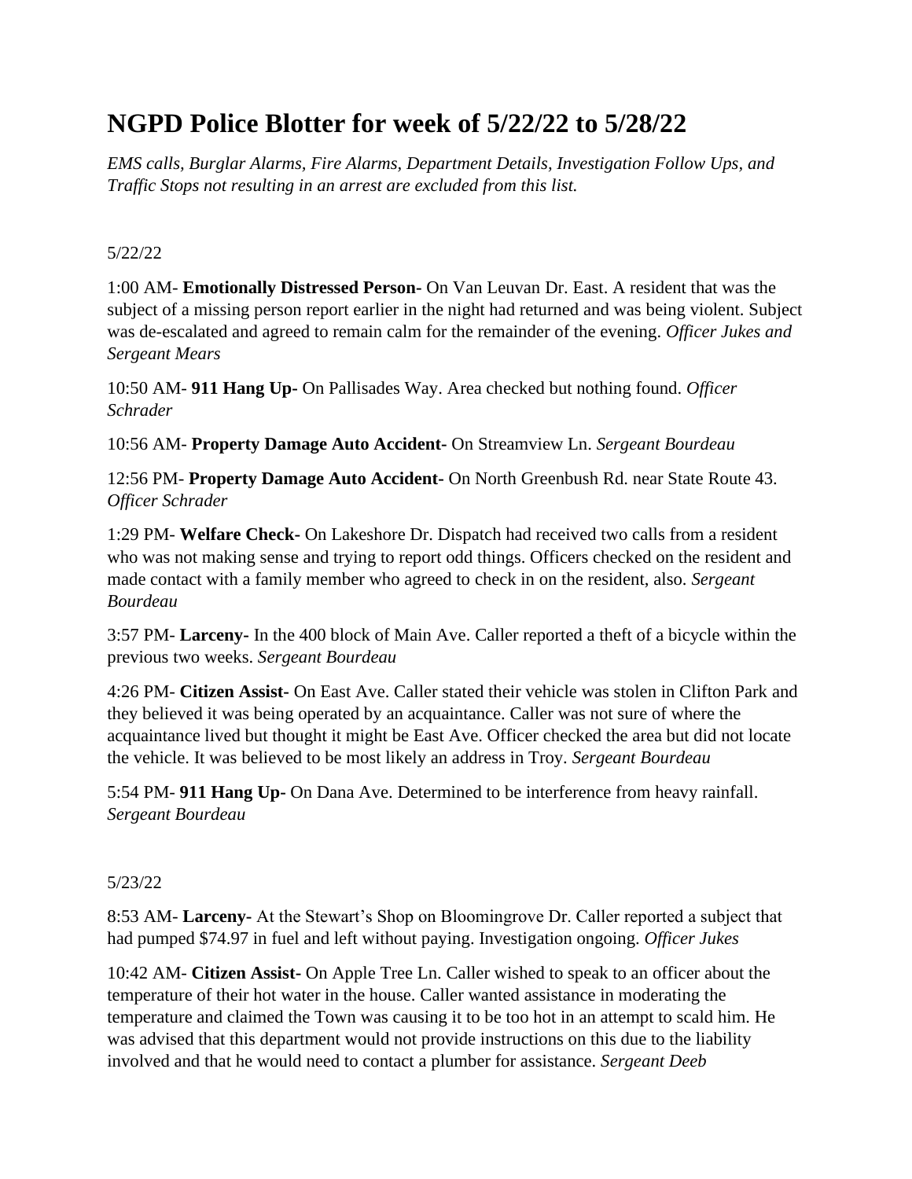# NGPD Police Blotter for week of 5/22/22 to 5/28/22

*EMS calls, Burglar Alarms, Fire Alarms, Department Details, Investigation Follow Ups, and Traffic Stops not resulting in an arrest are excluded from this list.*

5/22/22

1:00 AM- **Emotionally Distressed Person-** On Van Leuvan Dr. East. A resident that was the subject of a missing person report earlier in the night had returned and was being violent. Subject was de-escalated and agreed to remain calm for the remainder of the evening. *Officer Jukes and Sergeant Mears*

10:50 AM- **911 Hang Up-** On Pallisades Way. Area checked but nothing found. *Officer Schrader*

10:56 AM- **Property Damage Auto Accident-** On Streamview Ln. *Sergeant Bourdeau*

12:56 PM- **Property Damage Auto Accident-** On North Greenbush Rd. near State Route 43. *Officer Schrader*

1:29 PM- **Welfare Check-** On Lakeshore Dr. Dispatch had received two calls from a resident who was not making sense and trying to report odd things. Officers checked on the resident and made contact with a family member who agreed to check in on the resident, also. *Sergeant Bourdeau*

3:57 PM- **Larceny-** In the 400 block of Main Ave. Caller reported a theft of a bicycle within the previous two weeks. *Sergeant Bourdeau*

4:26 PM- **Citizen Assist-** On East Ave. Caller stated their vehicle was stolen in Clifton Park and they believed it was being operated by an acquaintance. Caller was not sure of where the acquaintance lived but thought it might be East Ave. Officer checked the area but did not locate the vehicle. It was believed to be most likely an address in Troy. *Sergeant Bourdeau*

5:54 PM- **911 Hang Up-** On Dana Ave. Determined to be interference from heavy rainfall. *Sergeant Bourdeau*

5/23/22

8:53 AM- **Larceny-** At the Stewart's Shop on Bloomingrove Dr. Caller reported a subject that had pumped $74.97 in fuel and left without paying. Investigation ongoing. *Officer Jukes*

10:42 AM- **Citizen Assist-** On Apple Tree Ln. Caller wished to speak to an officer about the temperature of their hot water in the house. Caller wanted assistance in moderating the temperature and claimed the Town was causing it to be too hot in an attempt to scald him. He was advised that this department would not provide instructions on this due to the liability involved and that he would need to contact a plumber for assistance. *Sergeant Deeb*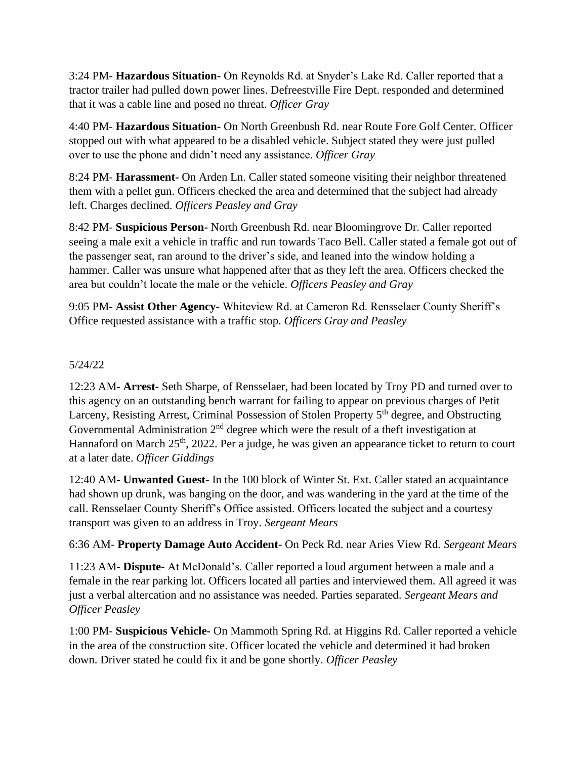3:24 PM- **Hazardous Situation-** On Reynolds Rd. at Snyder's Lake Rd. Caller reported that a tractor trailer had pulled down power lines. Defreestville Fire Dept. responded and determined that it was a cable line and posed no threat. *Officer Gray*

4:40 PM- **Hazardous Situation-** On North Greenbush Rd. near Route Fore Golf Center. Officer stopped out with what appeared to be a disabled vehicle. Subject stated they were just pulled over to use the phone and didn't need any assistance. *Officer Gray*

8:24 PM- **Harassment-** On Arden Ln. Caller stated someone visiting their neighbor threatened them with a pellet gun. Officers checked the area and determined that the subject had already left. Charges declined. *Officers Peasley and Gray*

8:42 PM- **Suspicious Person-** North Greenbush Rd. near Bloomingrove Dr. Caller reported seeing a male exit a vehicle in traffic and run towards Taco Bell. Caller stated a female got out of the passenger seat, ran around to the driver's side, and leaned into the window holding a hammer. Caller was unsure what happened after that as they left the area. Officers checked the area but couldn't locate the male or the vehicle. *Officers Peasley and Gray*

9:05 PM- **Assist Other Agency-** Whiteview Rd. at Cameron Rd. Rensselaer County Sheriff's Office requested assistance with a traffic stop. *Officers Gray and Peasley*

5/24/22

12:23 AM- **Arrest-** Seth Sharpe, of Rensselaer, had been located by Troy PD and turned over to this agency on an outstanding bench warrant for failing to appear on previous charges of Petit Larceny, Resisting Arrest, Criminal Possession of Stolen Property 5th degree, and Obstructing Governmental Administration 2nd degree which were the result of a theft investigation at Hannaford on March 25th, 2022. Per a judge, he was given an appearance ticket to return to court at a later date. *Officer Giddings*

12:40 AM- **Unwanted Guest-** In the 100 block of Winter St. Ext. Caller stated an acquaintance had shown up drunk, was banging on the door, and was wandering in the yard at the time of the call. Rensselaer County Sheriff's Office assisted. Officers located the subject and a courtesy transport was given to an address in Troy. *Sergeant Mears*

6:36 AM- **Property Damage Auto Accident-** On Peck Rd. near Aries View Rd. *Sergeant Mears*

11:23 AM- **Dispute-** At McDonald's. Caller reported a loud argument between a male and a female in the rear parking lot. Officers located all parties and interviewed them. All agreed it was just a verbal altercation and no assistance was needed. Parties separated. *Sergeant Mears and Officer Peasley*

1:00 PM- **Suspicious Vehicle-** On Mammoth Spring Rd. at Higgins Rd. Caller reported a vehicle in the area of the construction site. Officer located the vehicle and determined it had broken down. Driver stated he could fix it and be gone shortly. *Officer Peasley*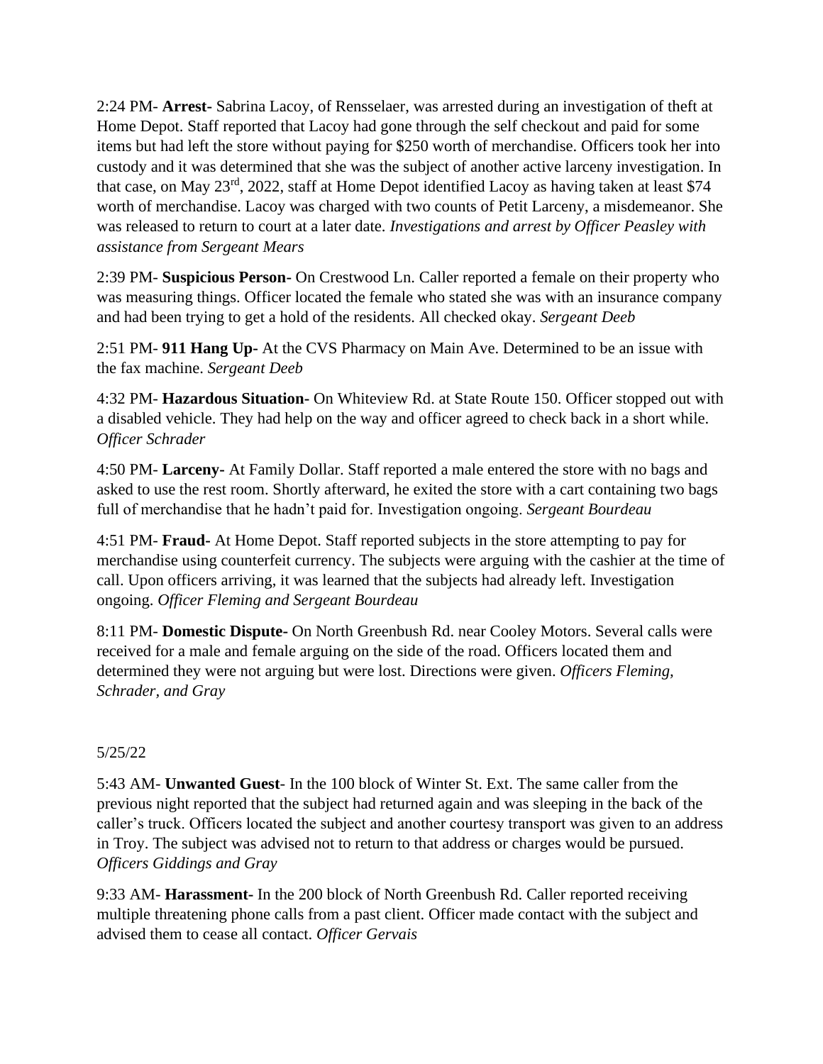2:24 PM- **Arrest-** Sabrina Lacoy, of Rensselaer, was arrested during an investigation of theft at Home Depot. Staff reported that Lacoy had gone through the self checkout and paid for some items but had left the store without paying for $250 worth of merchandise. Officers took her into custody and it was determined that she was the subject of another active larceny investigation. In that case, on May 23rd, 2022, staff at Home Depot identified Lacoy as having taken at least $74 worth of merchandise. Lacoy was charged with two counts of Petit Larceny, a misdemeanor. She was released to return to court at a later date. *Investigations and arrest by Officer Peasley with assistance from Sergeant Mears*

2:39 PM- **Suspicious Person-** On Crestwood Ln. Caller reported a female on their property who was measuring things. Officer located the female who stated she was with an insurance company and had been trying to get a hold of the residents. All checked okay. *Sergeant Deeb*

2:51 PM- **911 Hang Up-** At the CVS Pharmacy on Main Ave. Determined to be an issue with the fax machine. *Sergeant Deeb*

4:32 PM- **Hazardous Situation-** On Whiteview Rd. at State Route 150. Officer stopped out with a disabled vehicle. They had help on the way and officer agreed to check back in a short while. *Officer Schrader*

4:50 PM- **Larceny-** At Family Dollar. Staff reported a male entered the store with no bags and asked to use the rest room. Shortly afterward, he exited the store with a cart containing two bags full of merchandise that he hadn't paid for. Investigation ongoing. *Sergeant Bourdeau*

4:51 PM- **Fraud-** At Home Depot. Staff reported subjects in the store attempting to pay for merchandise using counterfeit currency. The subjects were arguing with the cashier at the time of call. Upon officers arriving, it was learned that the subjects had already left. Investigation ongoing. *Officer Fleming and Sergeant Bourdeau*

8:11 PM- **Domestic Dispute-** On North Greenbush Rd. near Cooley Motors. Several calls were received for a male and female arguing on the side of the road. Officers located them and determined they were not arguing but were lost. Directions were given. *Officers Fleming, Schrader, and Gray*

5/25/22

5:43 AM- **Unwanted Guest**- In the 100 block of Winter St. Ext. The same caller from the previous night reported that the subject had returned again and was sleeping in the back of the caller's truck. Officers located the subject and another courtesy transport was given to an address in Troy. The subject was advised not to return to that address or charges would be pursued. *Officers Giddings and Gray*

9:33 AM- **Harassment-** In the 200 block of North Greenbush Rd. Caller reported receiving multiple threatening phone calls from a past client. Officer made contact with the subject and advised them to cease all contact. *Officer Gervais*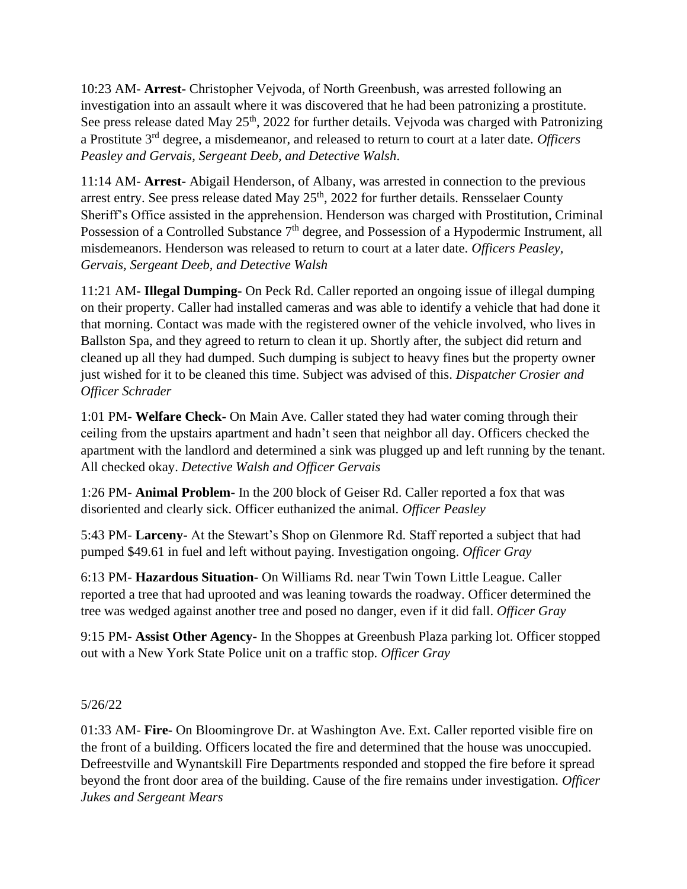10:23 AM- **Arrest-** Christopher Vejvoda, of North Greenbush, was arrested following an investigation into an assault where it was discovered that he had been patronizing a prostitute. See press release dated May 25th, 2022 for further details. Vejvoda was charged with Patronizing a Prostitute 3rd degree, a misdemeanor, and released to return to court at a later date. *Officers Peasley and Gervais, Sergeant Deeb, and Detective Walsh*.

11:14 AM- **Arrest-** Abigail Henderson, of Albany, was arrested in connection to the previous arrest entry. See press release dated May 25th, 2022 for further details. Rensselaer County Sheriff's Office assisted in the apprehension. Henderson was charged with Prostitution, Criminal Possession of a Controlled Substance 7th degree, and Possession of a Hypodermic Instrument, all misdemeanors. Henderson was released to return to court at a later date. *Officers Peasley, Gervais, Sergeant Deeb, and Detective Walsh*

11:21 AM**- Illegal Dumping-** On Peck Rd. Caller reported an ongoing issue of illegal dumping on their property. Caller had installed cameras and was able to identify a vehicle that had done it that morning. Contact was made with the registered owner of the vehicle involved, who lives in Ballston Spa, and they agreed to return to clean it up. Shortly after, the subject did return and cleaned up all they had dumped. Such dumping is subject to heavy fines but the property owner just wished for it to be cleaned this time. Subject was advised of this. *Dispatcher Crosier and Officer Schrader*

1:01 PM- **Welfare Check-** On Main Ave. Caller stated they had water coming through their ceiling from the upstairs apartment and hadn't seen that neighbor all day. Officers checked the apartment with the landlord and determined a sink was plugged up and left running by the tenant. All checked okay. *Detective Walsh and Officer Gervais*

1:26 PM- **Animal Problem**- In the 200 block of Geiser Rd. Caller reported a fox that was disoriented and clearly sick. Officer euthanized the animal. *Officer Peasley*

5:43 PM- **Larceny-** At the Stewart's Shop on Glenmore Rd. Staff reported a subject that had pumped $49.61 in fuel and left without paying. Investigation ongoing. *Officer Gray*

6:13 PM- **Hazardous Situation-** On Williams Rd. near Twin Town Little League. Caller reported a tree that had uprooted and was leaning towards the roadway. Officer determined the tree was wedged against another tree and posed no danger, even if it did fall. *Officer Gray*

9:15 PM- **Assist Other Agency-** In the Shoppes at Greenbush Plaza parking lot. Officer stopped out with a New York State Police unit on a traffic stop. *Officer Gray*

5/26/22

01:33 AM- **Fire-** On Bloomingrove Dr. at Washington Ave. Ext. Caller reported visible fire on the front of a building. Officers located the fire and determined that the house was unoccupied. Defreestville and Wynantskill Fire Departments responded and stopped the fire before it spread beyond the front door area of the building. Cause of the fire remains under investigation. *Officer Jukes and Sergeant Mears*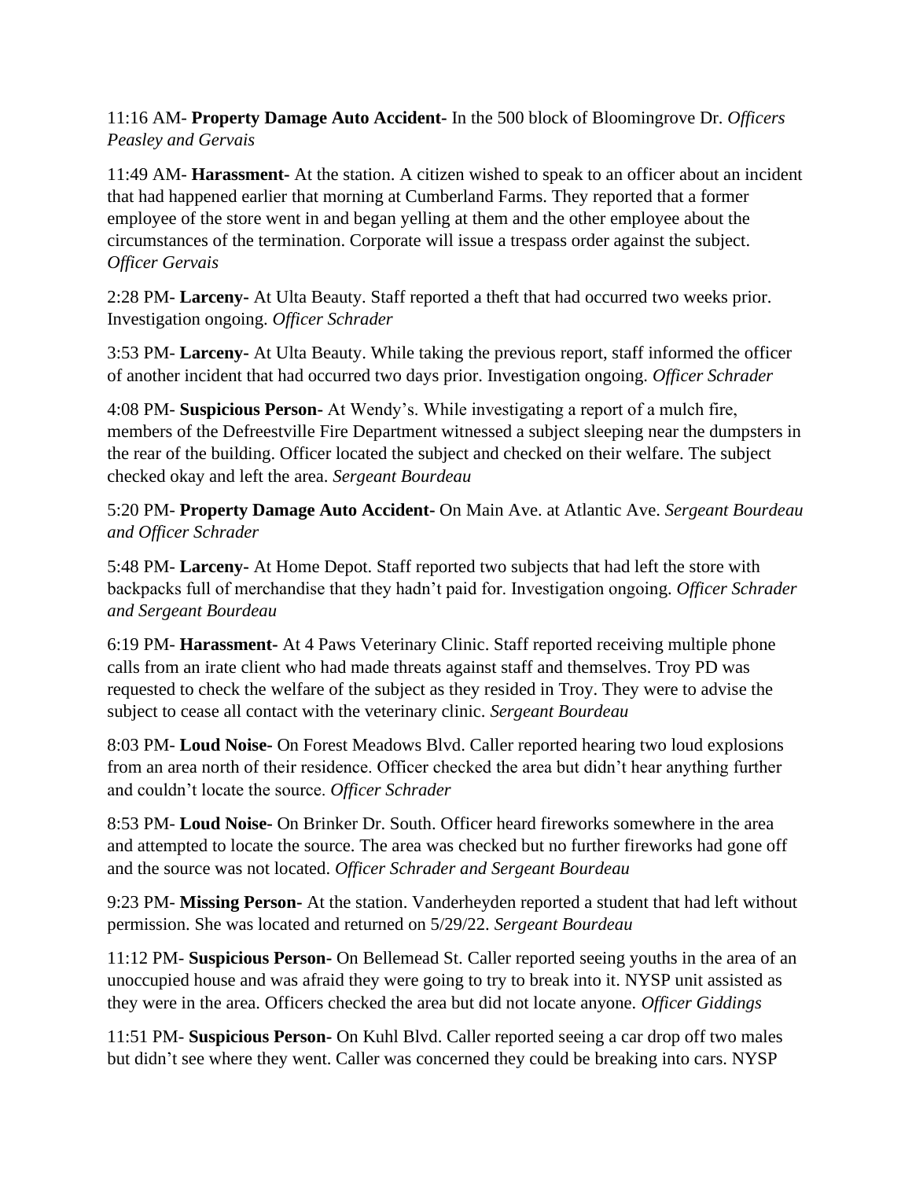11:16 AM- **Property Damage Auto Accident-** In the 500 block of Bloomingrove Dr. *Officers Peasley and Gervais*

11:49 AM- **Harassment-** At the station. A citizen wished to speak to an officer about an incident that had happened earlier that morning at Cumberland Farms. They reported that a former employee of the store went in and began yelling at them and the other employee about the circumstances of the termination. Corporate will issue a trespass order against the subject. *Officer Gervais*

2:28 PM- **Larceny-** At Ulta Beauty. Staff reported a theft that had occurred two weeks prior. Investigation ongoing. *Officer Schrader*

3:53 PM- **Larceny-** At Ulta Beauty. While taking the previous report, staff informed the officer of another incident that had occurred two days prior. Investigation ongoing. *Officer Schrader*

4:08 PM- **Suspicious Person-** At Wendy's. While investigating a report of a mulch fire, members of the Defreestville Fire Department witnessed a subject sleeping near the dumpsters in the rear of the building. Officer located the subject and checked on their welfare. The subject checked okay and left the area. *Sergeant Bourdeau*

5:20 PM- **Property Damage Auto Accident-** On Main Ave. at Atlantic Ave. *Sergeant Bourdeau and Officer Schrader*

5:48 PM- **Larceny-** At Home Depot. Staff reported two subjects that had left the store with backpacks full of merchandise that they hadn't paid for. Investigation ongoing. *Officer Schrader and Sergeant Bourdeau*

6:19 PM- **Harassment-** At 4 Paws Veterinary Clinic. Staff reported receiving multiple phone calls from an irate client who had made threats against staff and themselves. Troy PD was requested to check the welfare of the subject as they resided in Troy. They were to advise the subject to cease all contact with the veterinary clinic. *Sergeant Bourdeau*

8:03 PM- **Loud Noise-** On Forest Meadows Blvd. Caller reported hearing two loud explosions from an area north of their residence. Officer checked the area but didn't hear anything further and couldn't locate the source. *Officer Schrader*

8:53 PM- **Loud Noise-** On Brinker Dr. South. Officer heard fireworks somewhere in the area and attempted to locate the source. The area was checked but no further fireworks had gone off and the source was not located. *Officer Schrader and Sergeant Bourdeau*

9:23 PM- **Missing Person-** At the station. Vanderheyden reported a student that had left without permission. She was located and returned on 5/29/22. *Sergeant Bourdeau*

11:12 PM- **Suspicious Person-** On Bellemead St. Caller reported seeing youths in the area of an unoccupied house and was afraid they were going to try to break into it. NYSP unit assisted as they were in the area. Officers checked the area but did not locate anyone. *Officer Giddings*

11:51 PM- **Suspicious Person-** On Kuhl Blvd. Caller reported seeing a car drop off two males but didn't see where they went. Caller was concerned they could be breaking into cars. NYSP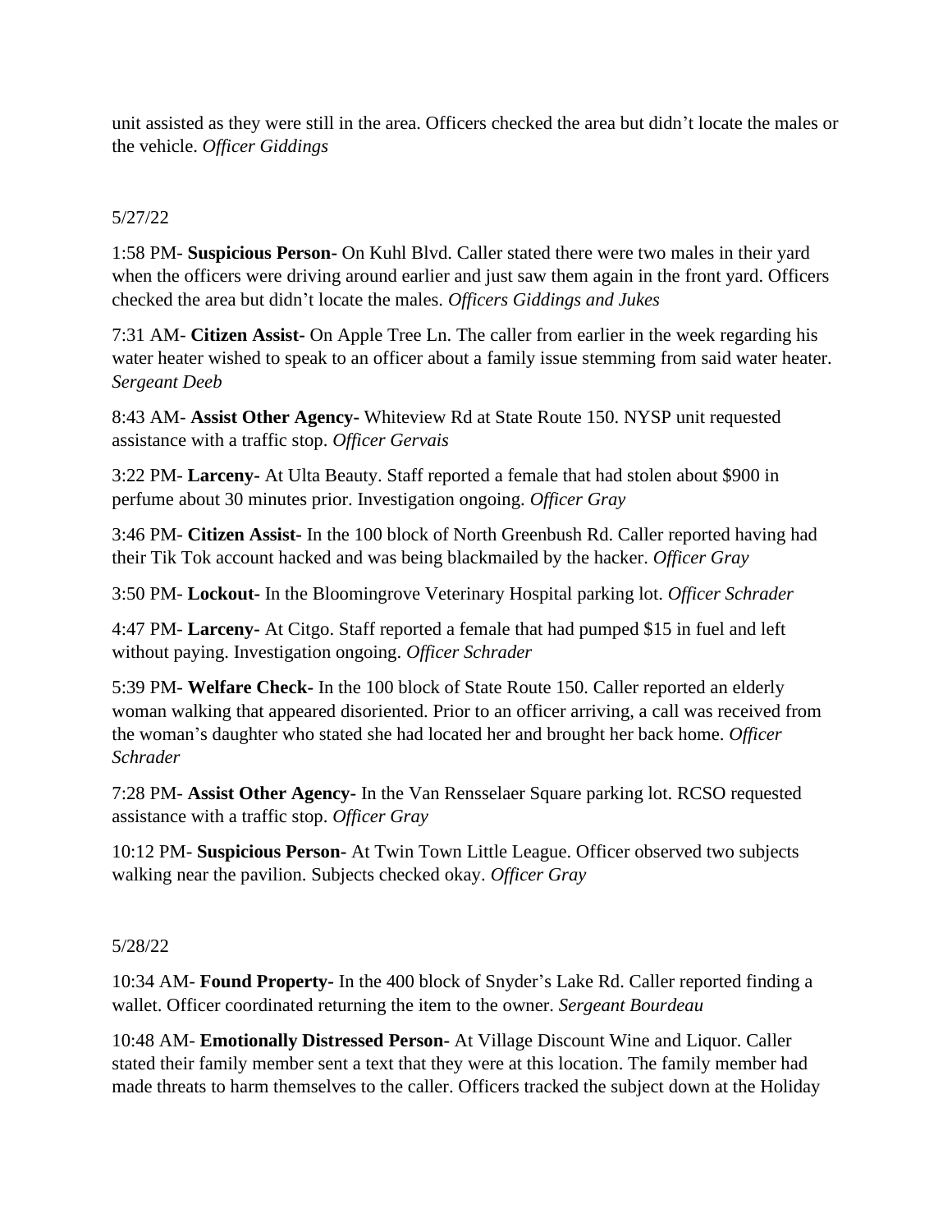unit assisted as they were still in the area. Officers checked the area but didn't locate the males or the vehicle. *Officer Giddings*

5/27/22

1:58 PM- **Suspicious Person-** On Kuhl Blvd. Caller stated there were two males in their yard when the officers were driving around earlier and just saw them again in the front yard. Officers checked the area but didn't locate the males. *Officers Giddings and Jukes*

7:31 AM- **Citizen Assist-** On Apple Tree Ln. The caller from earlier in the week regarding his water heater wished to speak to an officer about a family issue stemming from said water heater. *Sergeant Deeb*

8:43 AM- **Assist Other Agency-** Whiteview Rd at State Route 150. NYSP unit requested assistance with a traffic stop. *Officer Gervais*

3:22 PM- **Larceny-** At Ulta Beauty. Staff reported a female that had stolen about $900 in perfume about 30 minutes prior. Investigation ongoing. *Officer Gray*

3:46 PM- **Citizen Assist-** In the 100 block of North Greenbush Rd. Caller reported having had their Tik Tok account hacked and was being blackmailed by the hacker. *Officer Gray*

3:50 PM- **Lockout-** In the Bloomingrove Veterinary Hospital parking lot. *Officer Schrader*

4:47 PM- **Larceny-** At Citgo. Staff reported a female that had pumped $15 in fuel and left without paying. Investigation ongoing. *Officer Schrader*

5:39 PM- **Welfare Check-** In the 100 block of State Route 150. Caller reported an elderly woman walking that appeared disoriented. Prior to an officer arriving, a call was received from the woman's daughter who stated she had located her and brought her back home. *Officer Schrader*

7:28 PM- **Assist Other Agency-** In the Van Rensselaer Square parking lot. RCSO requested assistance with a traffic stop. *Officer Gray*

10:12 PM- **Suspicious Person-** At Twin Town Little League. Officer observed two subjects walking near the pavilion. Subjects checked okay. *Officer Gray*

5/28/22

10:34 AM- **Found Property-** In the 400 block of Snyder's Lake Rd. Caller reported finding a wallet. Officer coordinated returning the item to the owner. *Sergeant Bourdeau*

10:48 AM- **Emotionally Distressed Person-** At Village Discount Wine and Liquor. Caller stated their family member sent a text that they were at this location. The family member had made threats to harm themselves to the caller. Officers tracked the subject down at the Holiday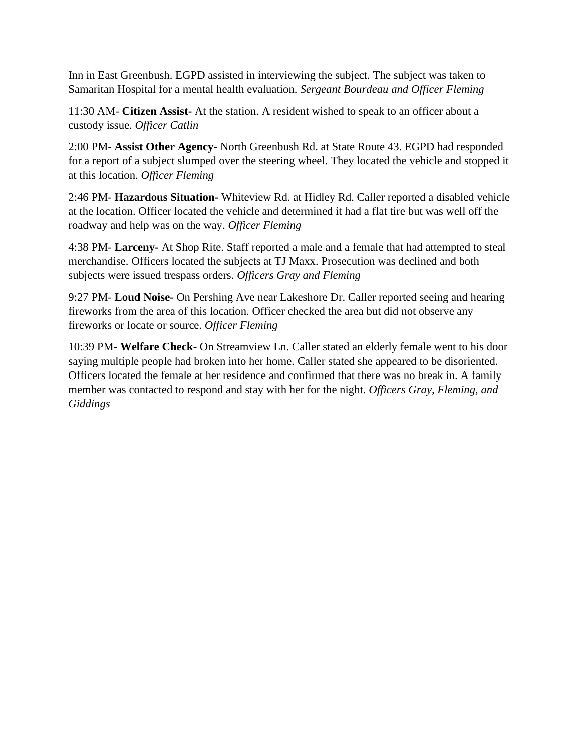Inn in East Greenbush. EGPD assisted in interviewing the subject. The subject was taken to Samaritan Hospital for a mental health evaluation. *Sergeant Bourdeau and Officer Fleming*

11:30 AM- **Citizen Assist-** At the station. A resident wished to speak to an officer about a custody issue. *Officer Catlin*

2:00 PM- **Assist Other Agency-** North Greenbush Rd. at State Route 43. EGPD had responded for a report of a subject slumped over the steering wheel. They located the vehicle and stopped it at this location. *Officer Fleming*

2:46 PM- **Hazardous Situation-** Whiteview Rd. at Hidley Rd. Caller reported a disabled vehicle at the location. Officer located the vehicle and determined it had a flat tire but was well off the roadway and help was on the way. *Officer Fleming*

4:38 PM- **Larceny-** At Shop Rite. Staff reported a male and a female that had attempted to steal merchandise. Officers located the subjects at TJ Maxx. Prosecution was declined and both subjects were issued trespass orders. *Officers Gray and Fleming*

9:27 PM- **Loud Noise-** On Pershing Ave near Lakeshore Dr. Caller reported seeing and hearing fireworks from the area of this location. Officer checked the area but did not observe any fireworks or locate or source. *Officer Fleming*

10:39 PM- **Welfare Check-** On Streamview Ln. Caller stated an elderly female went to his door saying multiple people had broken into her home. Caller stated she appeared to be disoriented. Officers located the female at her residence and confirmed that there was no break in. A family member was contacted to respond and stay with her for the night. *Officers Gray, Fleming, and Giddings*